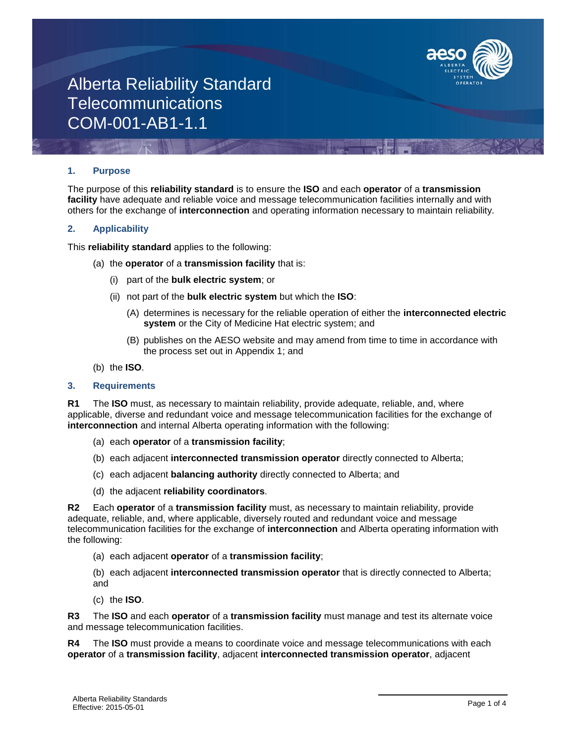# Alberta Reliability Standard
# Telecommunications
# COM-001-AB1-1.1

## 1. Purpose

The purpose of this **reliability standard** is to ensure the **ISO** and each **operator** of a **transmission facility** have adequate and reliable voice and message telecommunication facilities internally and with others for the exchange of **interconnection** and operating information necessary to maintain reliability.

## 2. Applicability

This **reliability standard** applies to the following:

(a) the **operator** of a **transmission facility** that is:

  (i) part of the **bulk electric system**; or

  (ii) not part of the **bulk electric system** but which the **ISO**:

    (A) determines is necessary for the reliable operation of either the **interconnected electric system** or the City of Medicine Hat electric system; and

    (B) publishes on the AESO website and may amend from time to time in accordance with the process set out in Appendix 1; and

(b) the **ISO**.

## 3. Requirements

**R1** The **ISO** must, as necessary to maintain reliability, provide adequate, reliable, and, where applicable, diverse and redundant voice and message telecommunication facilities for the exchange of **interconnection** and internal Alberta operating information with the following:

(a) each **operator** of a **transmission facility**;

(b) each adjacent **interconnected transmission operator** directly connected to Alberta;

(c) each adjacent **balancing authority** directly connected to Alberta; and

(d) the adjacent **reliability coordinators**.

**R2** Each **operator** of a **transmission facility** must, as necessary to maintain reliability, provide adequate, reliable, and, where applicable, diversely routed and redundant voice and message telecommunication facilities for the exchange of **interconnection** and Alberta operating information with the following:

(a) each adjacent **operator** of a **transmission facility**;

(b) each adjacent **interconnected transmission operator** that is directly connected to Alberta; and

(c) the **ISO**.

**R3** The **ISO** and each **operator** of a **transmission facility** must manage and test its alternate voice and message telecommunication facilities.

**R4** The **ISO** must provide a means to coordinate voice and message telecommunications with each **operator** of a **transmission facility**, adjacent **interconnected transmission operator**, adjacent

Alberta Reliability Standards
Effective: 2015-05-01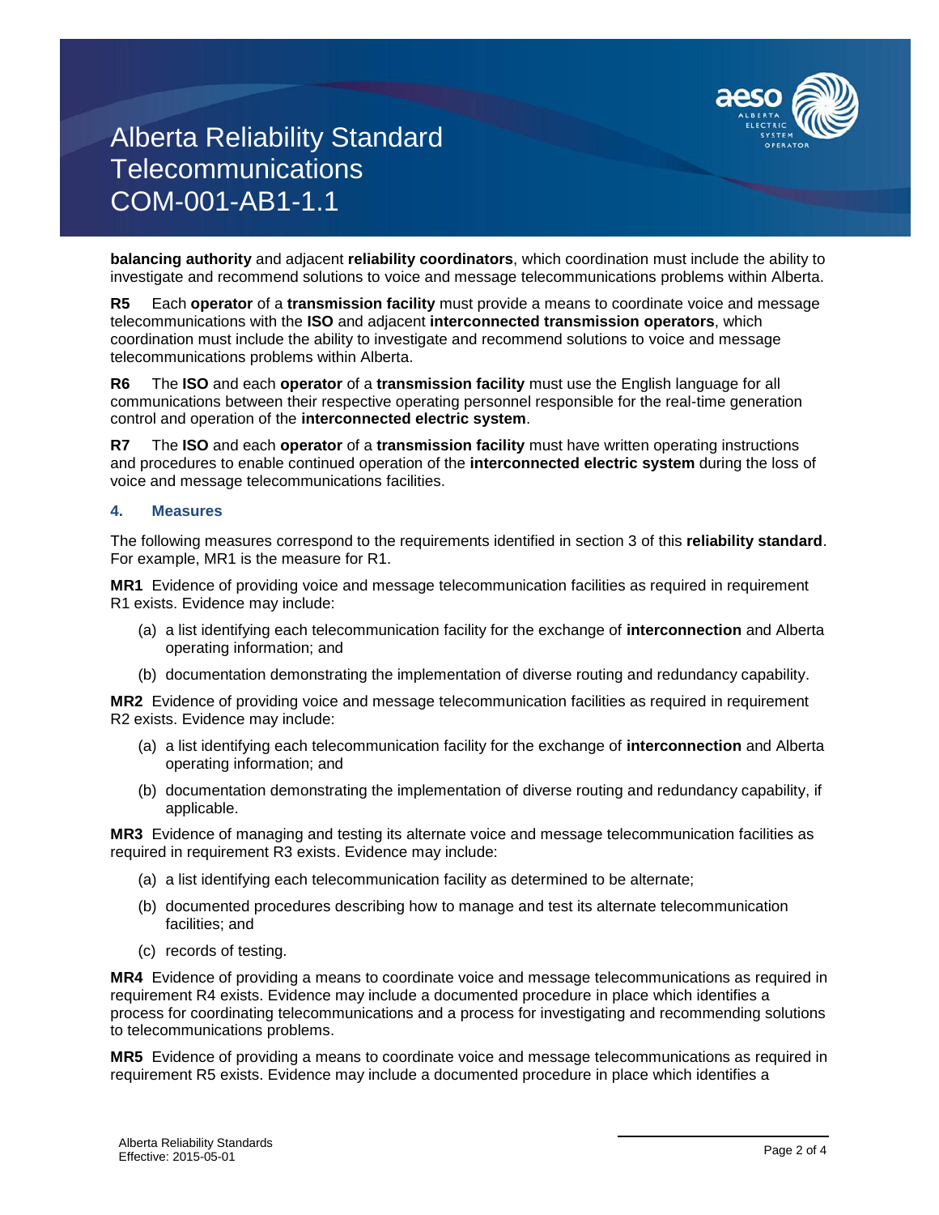**balancing authority** and adjacent **reliability coordinators**, which coordination must include the ability to investigate and recommend solutions to voice and message telecommunications problems within Alberta.

**R5** Each **operator** of a **transmission facility** must provide a means to coordinate voice and message telecommunications with the **ISO** and adjacent **interconnected transmission operators**, which coordination must include the ability to investigate and recommend solutions to voice and message telecommunications problems within Alberta.

**R6** The **ISO** and each **operator** of a **transmission facility** must use the English language for all communications between their respective operating personnel responsible for the real-time generation control and operation of the **interconnected electric system**.

**R7** The **ISO** and each **operator** of a **transmission facility** must have written operating instructions and procedures to enable continued operation of the **interconnected electric system** during the loss of voice and message telecommunications facilities.

## 4. Measures

The following measures correspond to the requirements identified in section 3 of this **reliability standard**. For example, MR1 is the measure for R1.

**MR1** Evidence of providing voice and message telecommunication facilities as required in requirement R1 exists. Evidence may include:

(a) a list identifying each telecommunication facility for the exchange of **interconnection** and Alberta operating information; and

(b) documentation demonstrating the implementation of diverse routing and redundancy capability.

**MR2** Evidence of providing voice and message telecommunication facilities as required in requirement R2 exists. Evidence may include:

(a) a list identifying each telecommunication facility for the exchange of **interconnection** and Alberta operating information; and

(b) documentation demonstrating the implementation of diverse routing and redundancy capability, if applicable.

**MR3** Evidence of managing and testing its alternate voice and message telecommunication facilities as required in requirement R3 exists. Evidence may include:

(a) a list identifying each telecommunication facility as determined to be alternate;

(b) documented procedures describing how to manage and test its alternate telecommunication facilities; and

(c) records of testing.

**MR4** Evidence of providing a means to coordinate voice and message telecommunications as required in requirement R4 exists. Evidence may include a documented procedure in place which identifies a process for coordinating telecommunications and a process for investigating and recommending solutions to telecommunications problems.

**MR5** Evidence of providing a means to coordinate voice and message telecommunications as required in requirement R5 exists. Evidence may include a documented procedure in place which identifies a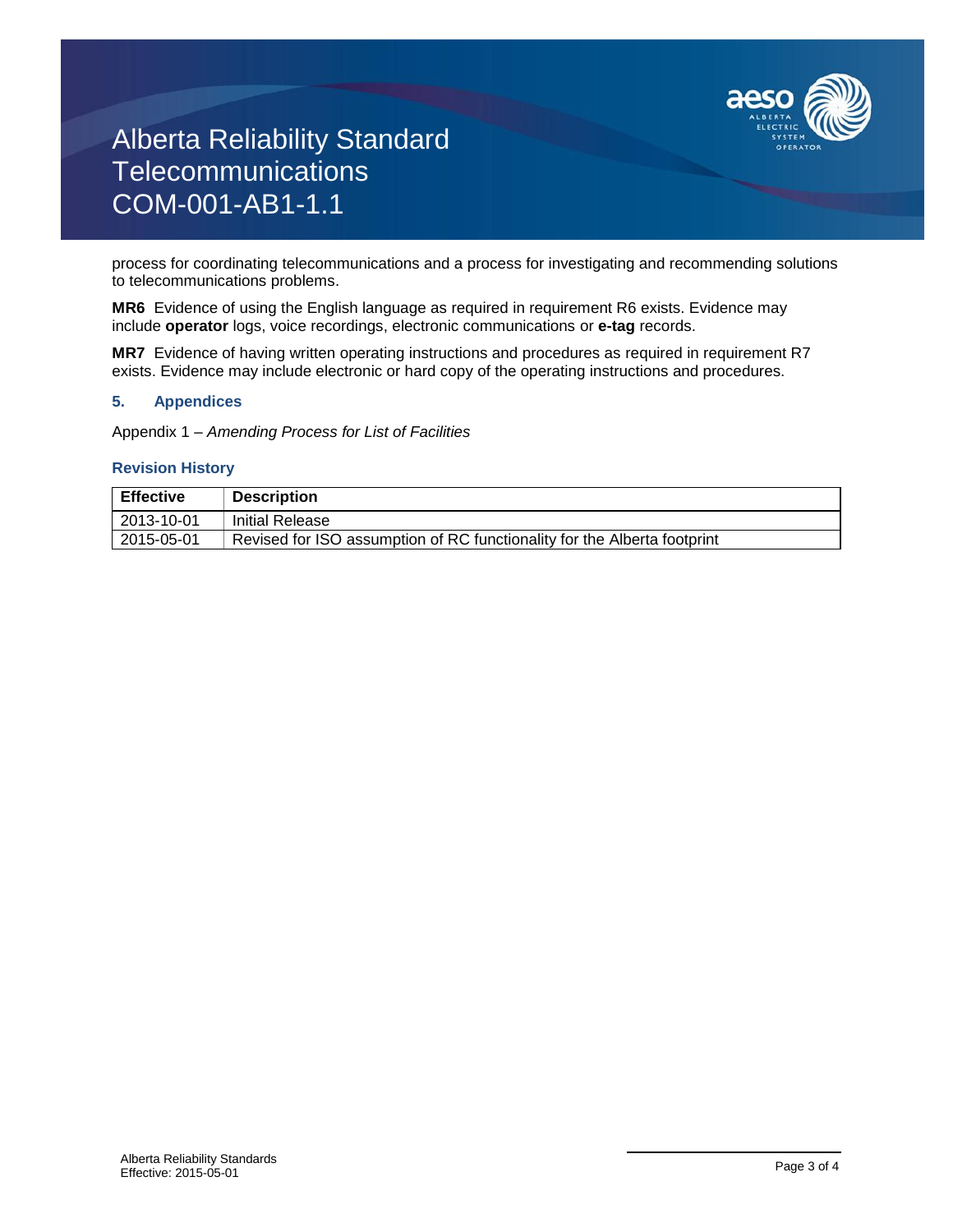process for coordinating telecommunications and a process for investigating and recommending solutions to telecommunications problems.

**MR6** Evidence of using the English language as required in requirement R6 exists. Evidence may include **operator** logs, voice recordings, electronic communications or **e-tag** records.

**MR7** Evidence of having written operating instructions and procedures as required in requirement R7 exists. Evidence may include electronic or hard copy of the operating instructions and procedures.

## 5. Appendices

Appendix 1 – *Amending Process for List of Facilities*

### Revision History

| Effective | Description |
|---|---|
| 2013-10-01 | Initial Release |
| 2015-05-01 | Revised for ISO assumption of RC functionality for the Alberta footprint |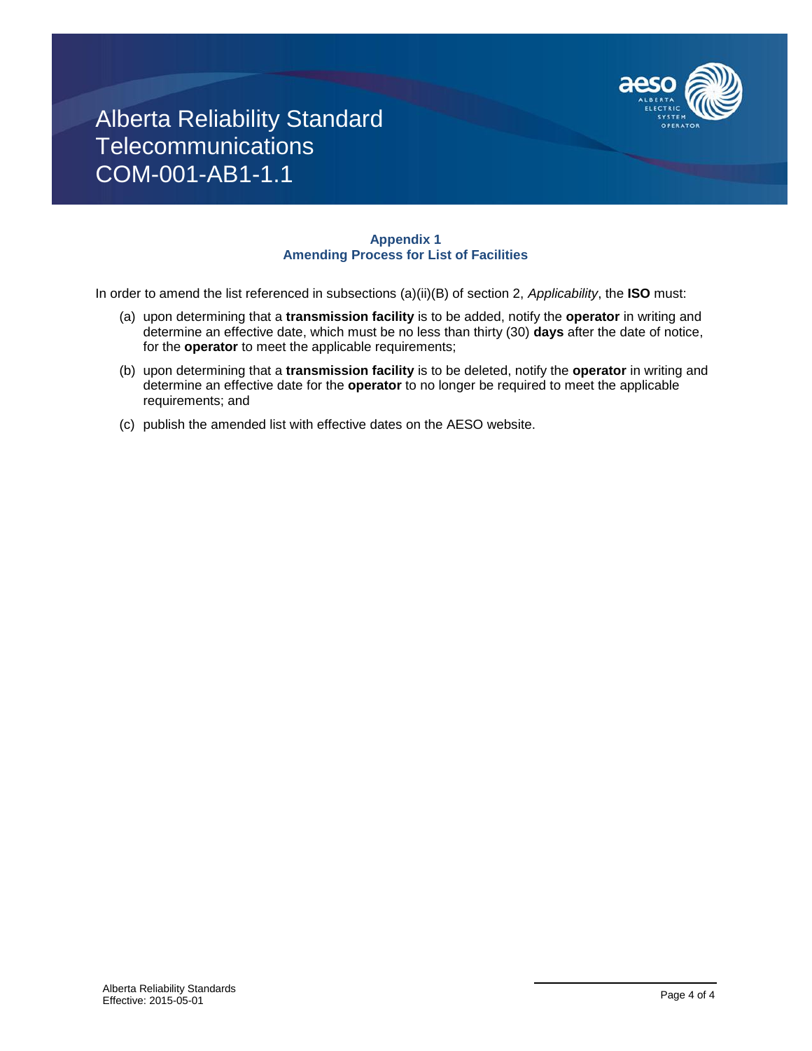## Appendix 1
## Amending Process for List of Facilities

In order to amend the list referenced in subsections (a)(ii)(B) of section 2, *Applicability*, the **ISO** must:

(a) upon determining that a **transmission facility** is to be added, notify the **operator** in writing and determine an effective date, which must be no less than thirty (30) **days** after the date of notice, for the **operator** to meet the applicable requirements;

(b) upon determining that a **transmission facility** is to be deleted, notify the **operator** in writing and determine an effective date for the **operator** to no longer be required to meet the applicable requirements; and

(c) publish the amended list with effective dates on the AESO website.